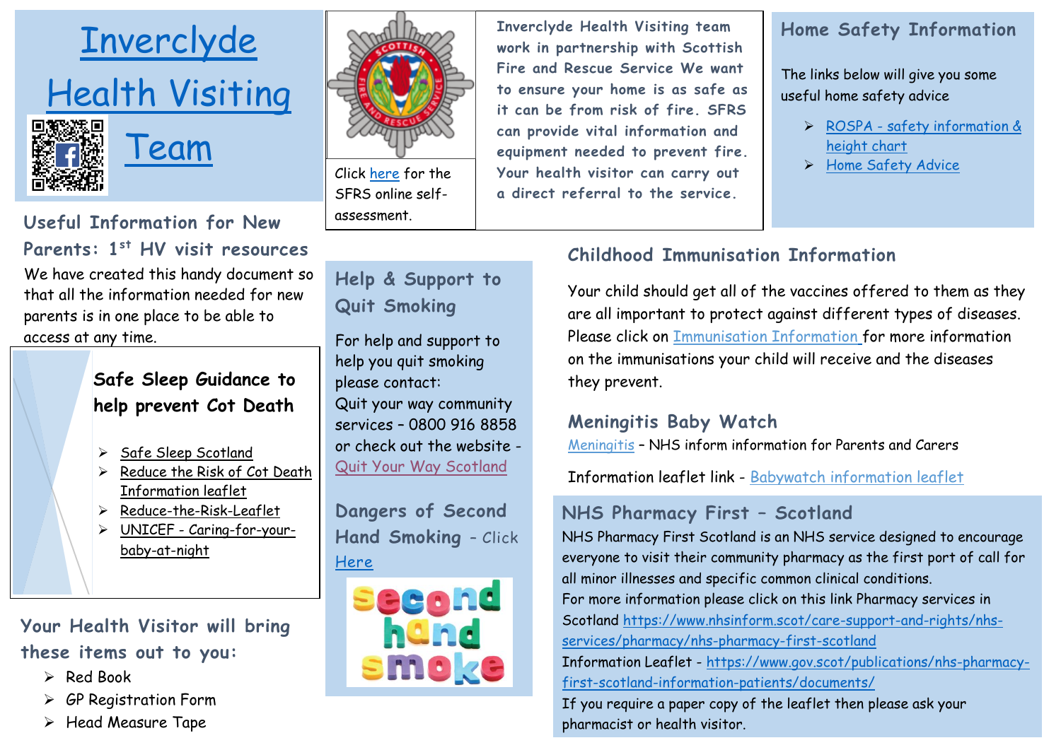# Inverclyde Health Visiting Team

## Useful Information for New Parents: 1st HV visit resources

We have created this handy document so that all the information needed for new parents is in one place to be able to access at any time.

### Safe Sleep Guidance to help prevent Cot Death

- Safe Sleep Scotland
- Reduce the Risk of Cot Death Information leaflet
- Reduce-the-Risk-Leaflet
- UNICEF - Caring-for-your-baby-at-night

### Your Health Visitor will bring these items out to you:

- Red Book
- GP Registration Form
- Head Measure Tape

Click here for the SFRS online self-assessment.

Inverclyde Health Visiting team work in partnership with Scottish Fire and Rescue Service We want to ensure your home is as safe as it can be from risk of fire. SFRS can provide vital information and equipment needed to prevent fire. Your health visitor can carry out a direct referral to the service.

## Help & Support to Quit Smoking

For help and support to help you quit smoking please contact:
Quit your way community services – 0800 916 8858 or check out the website - Quit Your Way Scotland

## Dangers of Second Hand Smoking - Click Here

second hand smoke

## Home Safety Information

The links below will give you some useful home safety advice

- ROSPA - safety information & height chart
- Home Safety Advice

## Childhood Immunisation Information

Your child should get all of the vaccines offered to them as they are all important to protect against different types of diseases. Please click on Immunisation Information for more information on the immunisations your child will receive and the diseases they prevent.

## Meningitis Baby Watch

Meningitis – NHS inform information for Parents and Carers

Information leaflet link - Babywatch information leaflet

## NHS Pharmacy First – Scotland

NHS Pharmacy First Scotland is an NHS service designed to encourage everyone to visit their community pharmacy as the first port of call for all minor illnesses and specific common clinical conditions.
For more information please click on this link Pharmacy services in Scotland https://www.nhsinform.scot/care-support-and-rights/nhs-services/pharmacy/nhs-pharmacy-first-scotland
Information Leaflet - https://www.gov.scot/publications/nhs-pharmacy-first-scotland-information-patients/documents/
If you require a paper copy of the leaflet then please ask your pharmacist or health visitor.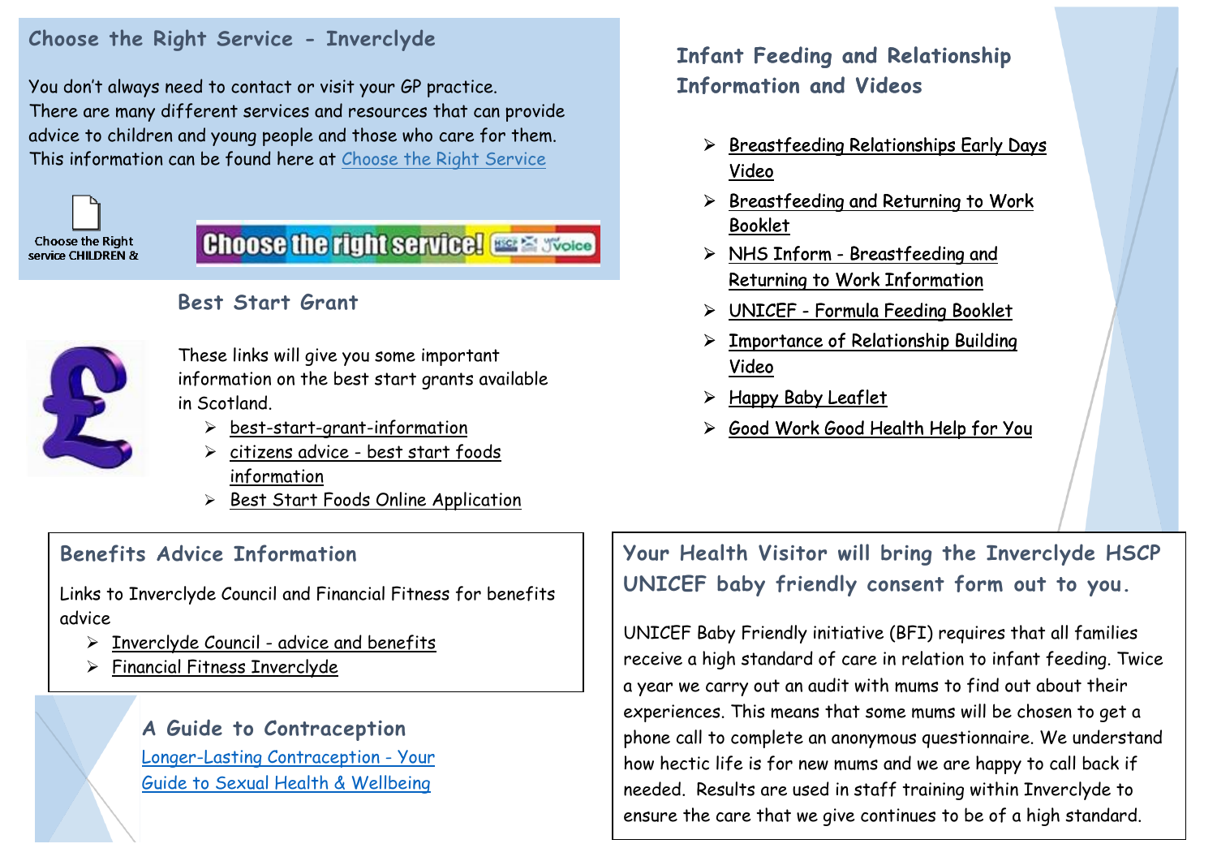## Choose the Right Service - Inverclyde

You don't always need to contact or visit your GP practice. There are many different services and resources that can provide advice to children and young people and those who care for them. This information can be found here at Choose the Right Service

Choose the Right service CHILDREN &

Choose the right service!

## Best Start Grant

These links will give you some important information on the best start grants available in Scotland.

- best-start-grant-information
- citizens advice - best start foods information
- Best Start Foods Online Application

## Benefits Advice Information

Links to Inverclyde Council and Financial Fitness for benefits advice

- Inverclyde Council - advice and benefits
- Financial Fitness Inverclyde

## A Guide to Contraception

Longer-Lasting Contraception - Your Guide to Sexual Health & Wellbeing

## Infant Feeding and Relationship Information and Videos

- Breastfeeding Relationships Early Days Video
- Breastfeeding and Returning to Work Booklet
- NHS Inform - Breastfeeding and Returning to Work Information
- UNICEF - Formula Feeding Booklet
- Importance of Relationship Building Video
- Happy Baby Leaflet
- Good Work Good Health Help for You

## Your Health Visitor will bring the Inverclyde HSCP UNICEF baby friendly consent form out to you.

UNICEF Baby Friendly initiative (BFI) requires that all families receive a high standard of care in relation to infant feeding. Twice a year we carry out an audit with mums to find out about their experiences. This means that some mums will be chosen to get a phone call to complete an anonymous questionnaire. We understand how hectic life is for new mums and we are happy to call back if needed. Results are used in staff training within Inverclyde to ensure the care that we give continues to be of a high standard.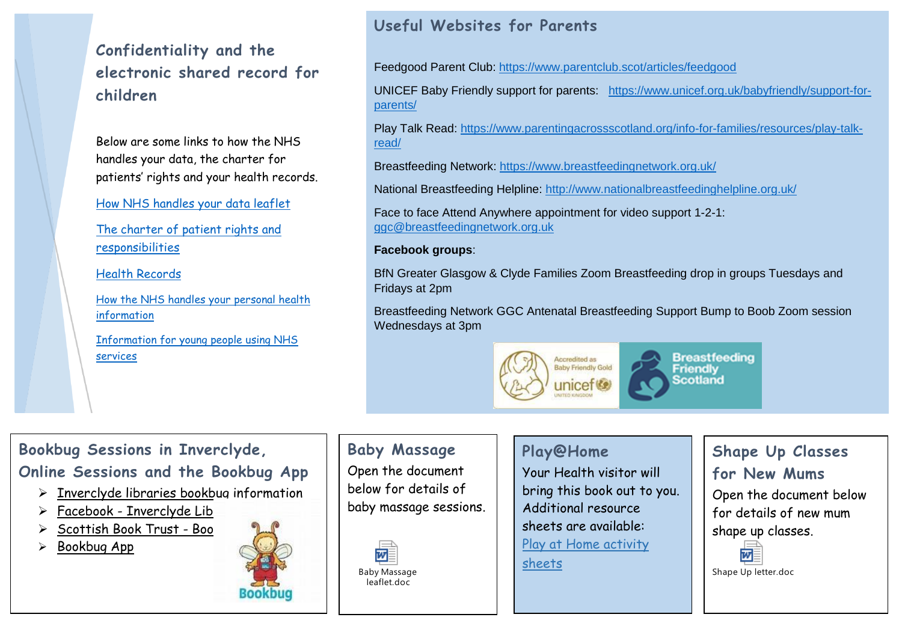## Confidentiality and the electronic shared record for children

Below are some links to how the NHS handles your data, the charter for patients' rights and your health records.

How NHS handles your data leaflet

The charter of patient rights and responsibilities

Health Records

How the NHS handles your personal health information

Information for young people using NHS services

## Useful Websites for Parents

Feedgood Parent Club: https://www.parentclub.scot/articles/feedgood

UNICEF Baby Friendly support for parents: https://www.unicef.org.uk/babyfriendly/support-for-parents/

Play Talk Read: https://www.parentingacrossscotland.org/info-for-families/resources/play-talk-read/

Breastfeeding Network: https://www.breastfeedingnetwork.org.uk/

National Breastfeeding Helpline: http://www.nationalbreastfeedinghelpline.org.uk/

Face to face Attend Anywhere appointment for video support 1-2-1: ggc@breastfeedingnetwork.org.uk

**Facebook groups**:

BfN Greater Glasgow & Clyde Families Zoom Breastfeeding drop in groups Tuesdays and Fridays at 2pm

Breastfeeding Network GGC Antenatal Breastfeeding Support Bump to Boob Zoom session Wednesdays at 3pm

Accredited as Baby Friendly Gold unicef UNITED KINGDOM

Breastfeeding Friendly Scotland

## Bookbug Sessions in Inverclyde, Online Sessions and the Bookbug App

- Inverclyde libraries bookbug information
- Facebook - Inverclyde Lib
- Scottish Book Trust - Boo
- Bookbug App

Bookbug

## Baby Massage

Open the document below for details of baby massage sessions.

Baby Massage leaflet.doc

## Play@Home

Your Health visitor will bring this book out to you. Additional resource sheets are available: Play at Home activity sheets

## Shape Up Classes for New Mums

Open the document below for details of new mum shape up classes.

Shape Up letter.doc